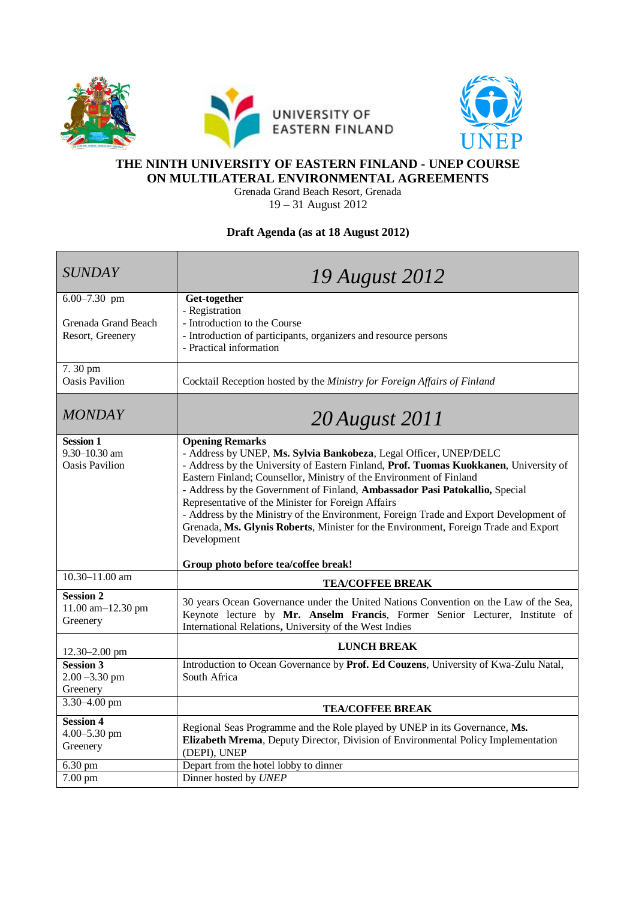UNIVERSITY OF EASTERN FINLAND

UNEP

# THE NINTH UNIVERSITY OF EASTERN FINLAND - UNEP COURSE ON MULTILATERAL ENVIRONMENTAL AGREEMENTS

Grenada Grand Beach Resort, Grenada
19 – 31 August 2012

**Draft Agenda (as at 18 August 2012)**

| *SUNDAY* | *19 August 2012* |
|---|---|
| 6.00–7.30 pm<br><br>Grenada Grand Beach Resort, Greenery | **Get-together**<br>- Registration<br>- Introduction to the Course<br>- Introduction of participants, organizers and resource persons<br>- Practical information |
| 7. 30 pm<br>Oasis Pavilion | Cocktail Reception hosted by the *Ministry for Foreign Affairs of Finland* |
| *MONDAY* | *20 August 2011* |
| **Session 1**<br>9.30–10.30 am<br>Oasis Pavilion | **Opening Remarks**<br>- Address by UNEP, **Ms. Sylvia Bankobeza**, Legal Officer, UNEP/DELC<br>- Address by the University of Eastern Finland, **Prof. Tuomas Kuokkanen**, University of Eastern Finland; Counsellor, Ministry of the Environment of Finland<br>- Address by the Government of Finland, **Ambassador Pasi Patokallio,** Special Representative of the Minister for Foreign Affairs<br>- Address by the Ministry of the Environment, Foreign Trade and Export Development of Grenada, **Ms. Glynis Roberts**, Minister for the Environment, Foreign Trade and Export Development<br><br>**Group photo before tea/coffee break!** |
| 10.30–11.00 am | **TEA/COFFEE BREAK** |
| **Session 2**<br>11.00 am–12.30 pm<br>Greenery | 30 years Ocean Governance under the United Nations Convention on the Law of the Sea, Keynote lecture by **Mr. Anselm Francis**, Former Senior Lecturer, Institute of International Relations**,** University of the West Indies |
| 12.30–2.00 pm | **LUNCH BREAK** |
| **Session 3**<br>2.00 –3.30 pm<br>Greenery | Introduction to Ocean Governance by **Prof. Ed Couzens**, University of Kwa-Zulu Natal, South Africa |
| 3.30–4.00 pm | **TEA/COFFEE BREAK** |
| **Session 4**<br>4.00–5.30 pm<br>Greenery | Regional Seas Programme and the Role played by UNEP in its Governance, **Ms. Elizabeth Mrema**, Deputy Director, Division of Environmental Policy Implementation (DEPI), UNEP |
| 6.30 pm | Depart from the hotel lobby to dinner |
| 7.00 pm | Dinner hosted by *UNEP* |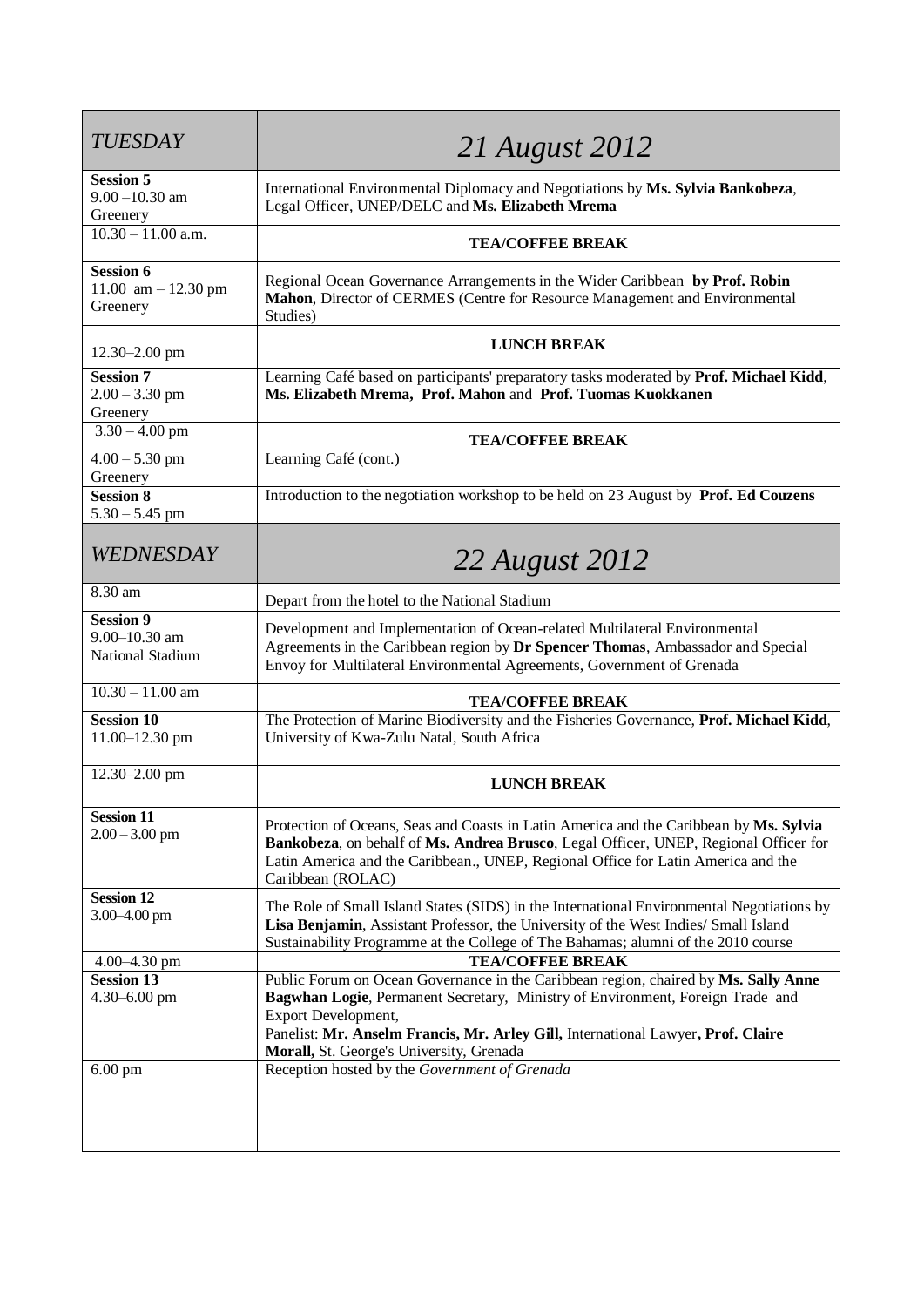| *TUESDAY* | *21 August 2012* |
|---|---|
| **Session 5**<br>9.00 –10.30 am<br>Greenery | International Environmental Diplomacy and Negotiations by **Ms. Sylvia Bankobeza**, Legal Officer, UNEP/DELC and **Ms. Elizabeth Mrema** |
| 10.30 – 11.00 a.m. | **TEA/COFFEE BREAK** |
| **Session 6**<br>11.00 am – 12.30 pm<br>Greenery | Regional Ocean Governance Arrangements in the Wider Caribbean **by Prof. Robin Mahon**, Director of CERMES (Centre for Resource Management and Environmental Studies) |
| 12.30–2.00 pm | **LUNCH BREAK** |
| **Session 7**<br>2.00 – 3.30 pm<br>Greenery | Learning Café based on participants' preparatory tasks moderated by **Prof. Michael Kidd**, **Ms. Elizabeth Mrema, Prof. Mahon** and **Prof. Tuomas Kuokkanen** |
| 3.30 – 4.00 pm | **TEA/COFFEE BREAK** |
| 4.00 – 5.30 pm<br>Greenery | Learning Café (cont.) |
| **Session 8**<br>5.30 – 5.45 pm | Introduction to the negotiation workshop to be held on 23 August by **Prof. Ed Couzens** |
| *WEDNESDAY* | *22 August 2012* |
| 8.30 am | Depart from the hotel to the National Stadium |
| **Session 9**<br>9.00–10.30 am<br>National Stadium | Development and Implementation of Ocean-related Multilateral Environmental Agreements in the Caribbean region by **Dr Spencer Thomas**, Ambassador and Special Envoy for Multilateral Environmental Agreements, Government of Grenada |
| 10.30 – 11.00 am | **TEA/COFFEE BREAK** |
| **Session 10**<br>11.00–12.30 pm | The Protection of Marine Biodiversity and the Fisheries Governance, **Prof. Michael Kidd**, University of Kwa-Zulu Natal, South Africa |
| 12.30–2.00 pm | **LUNCH BREAK** |
| **Session 11**<br>2.00 – 3.00 pm | Protection of Oceans, Seas and Coasts in Latin America and the Caribbean by **Ms. Sylvia Bankobeza**, on behalf of **Ms. Andrea Brusco**, Legal Officer, UNEP, Regional Officer for Latin America and the Caribbean., UNEP, Regional Office for Latin America and the Caribbean (ROLAC) |
| **Session 12**<br>3.00–4.00 pm | The Role of Small Island States (SIDS) in the International Environmental Negotiations by **Lisa Benjamin**, Assistant Professor, the University of the West Indies/ Small Island Sustainability Programme at the College of The Bahamas; alumni of the 2010 course |
| 4.00–4.30 pm | **TEA/COFFEE BREAK** |
| **Session 13**<br>4.30–6.00 pm | Public Forum on Ocean Governance in the Caribbean region, chaired by **Ms. Sally Anne Bagwhan Logie**, Permanent Secretary, Ministry of Environment, Foreign Trade and Export Development,<br>Panelist: **Mr. Anselm Francis, Mr. Arley Gill,** International Lawyer**, Prof. Claire Morall,** St. George's University, Grenada |
| 6.00 pm | Reception hosted by the *Government of Grenada* |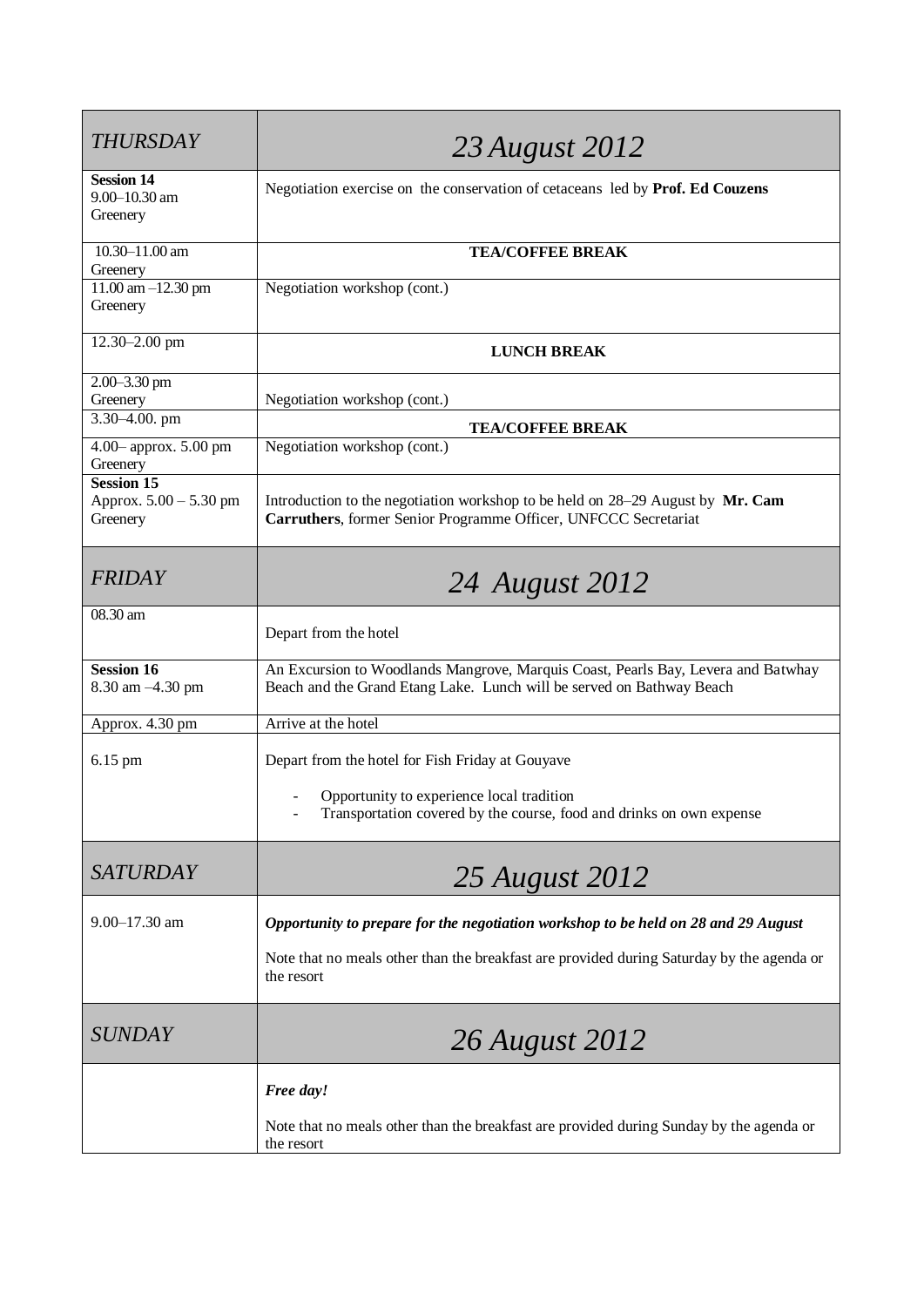| *THURSDAY* | *23 August 2012* |
|---|---|
| **Session 14**<br>9.00–10.30 am<br>Greenery | Negotiation exercise on the conservation of cetaceans led by **Prof. Ed Couzens** |
| 10.30–11.00 am<br>Greenery | **TEA/COFFEE BREAK** |
| 11.00 am –12.30 pm<br>Greenery | Negotiation workshop (cont.) |
| 12.30–2.00 pm | **LUNCH BREAK** |
| 2.00–3.30 pm<br>Greenery | Negotiation workshop (cont.) |
| 3.30–4.00. pm | **TEA/COFFEE BREAK** |
| 4.00– approx. 5.00 pm<br>Greenery | Negotiation workshop (cont.) |
| **Session 15**<br>Approx. 5.00 – 5.30 pm<br>Greenery | Introduction to the negotiation workshop to be held on 28–29 August by **Mr. Cam Carruthers**, former Senior Programme Officer, UNFCCC Secretariat |
| *FRIDAY* | *24 August 2012* |
| 08.30 am | Depart from the hotel |
| **Session 16**<br>8.30 am –4.30 pm | An Excursion to Woodlands Mangrove, Marquis Coast, Pearls Bay, Levera and Batwhay Beach and the Grand Etang Lake. Lunch will be served on Bathway Beach |
| Approx. 4.30 pm | Arrive at the hotel |
| 6.15 pm | Depart from the hotel for Fish Friday at Gouyave<br>- Opportunity to experience local tradition<br>- Transportation covered by the course, food and drinks on own expense |
| *SATURDAY* | *25 August 2012* |
| 9.00–17.30 am | ***Opportunity to prepare for the negotiation workshop to be held on 28 and 29 August***<br>Note that no meals other than the breakfast are provided during Saturday by the agenda or the resort |
| *SUNDAY* | *26 August 2012* |
| | ***Free day!***<br>Note that no meals other than the breakfast are provided during Sunday by the agenda or the resort |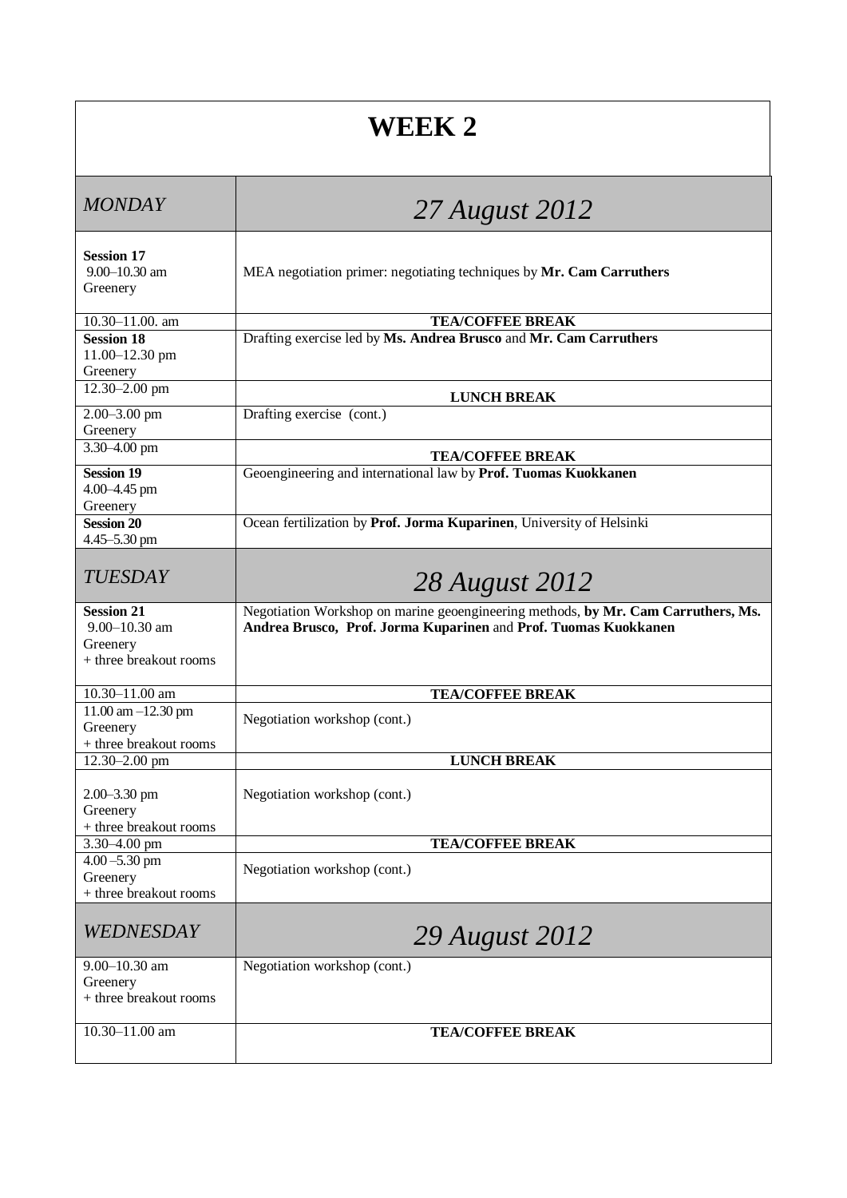# WEEK 2

| *MONDAY* | *27 August 2012* |
|---|---|
| **Session 17** 9.00–10.30 am Greenery | MEA negotiation primer: negotiating techniques by **Mr. Cam Carruthers** |
| 10.30–11.00. am | **TEA/COFFEE BREAK** |
| **Session 18** 11.00–12.30 pm Greenery | Drafting exercise led by **Ms. Andrea Brusco** and **Mr. Cam Carruthers** |
| 12.30–2.00 pm | **LUNCH BREAK** |
| 2.00–3.00 pm Greenery | Drafting exercise (cont.) |
| 3.30–4.00 pm | **TEA/COFFEE BREAK** |
| **Session 19** 4.00–4.45 pm Greenery | Geoengineering and international law by **Prof. Tuomas Kuokkanen** |
| **Session 20** 4.45–5.30 pm | Ocean fertilization by **Prof. Jorma Kuparinen**, University of Helsinki |
| *TUESDAY* | *28 August 2012* |
| **Session 21** 9.00–10.30 am Greenery + three breakout rooms | Negotiation Workshop on marine geoengineering methods, **by Mr. Cam Carruthers, Ms. Andrea Brusco, Prof. Jorma Kuparinen** and **Prof. Tuomas Kuokkanen** |
| 10.30–11.00 am | **TEA/COFFEE BREAK** |
| 11.00 am –12.30 pm Greenery + three breakout rooms | Negotiation workshop (cont.) |
| 12.30–2.00 pm | **LUNCH BREAK** |
| 2.00–3.30 pm Greenery + three breakout rooms | Negotiation workshop (cont.) |
| 3.30–4.00 pm | **TEA/COFFEE BREAK** |
| 4.00 –5.30 pm Greenery + three breakout rooms | Negotiation workshop (cont.) |
| *WEDNESDAY* | *29 August 2012* |
| 9.00–10.30 am Greenery + three breakout rooms | Negotiation workshop (cont.) |
| 10.30–11.00 am | **TEA/COFFEE BREAK** |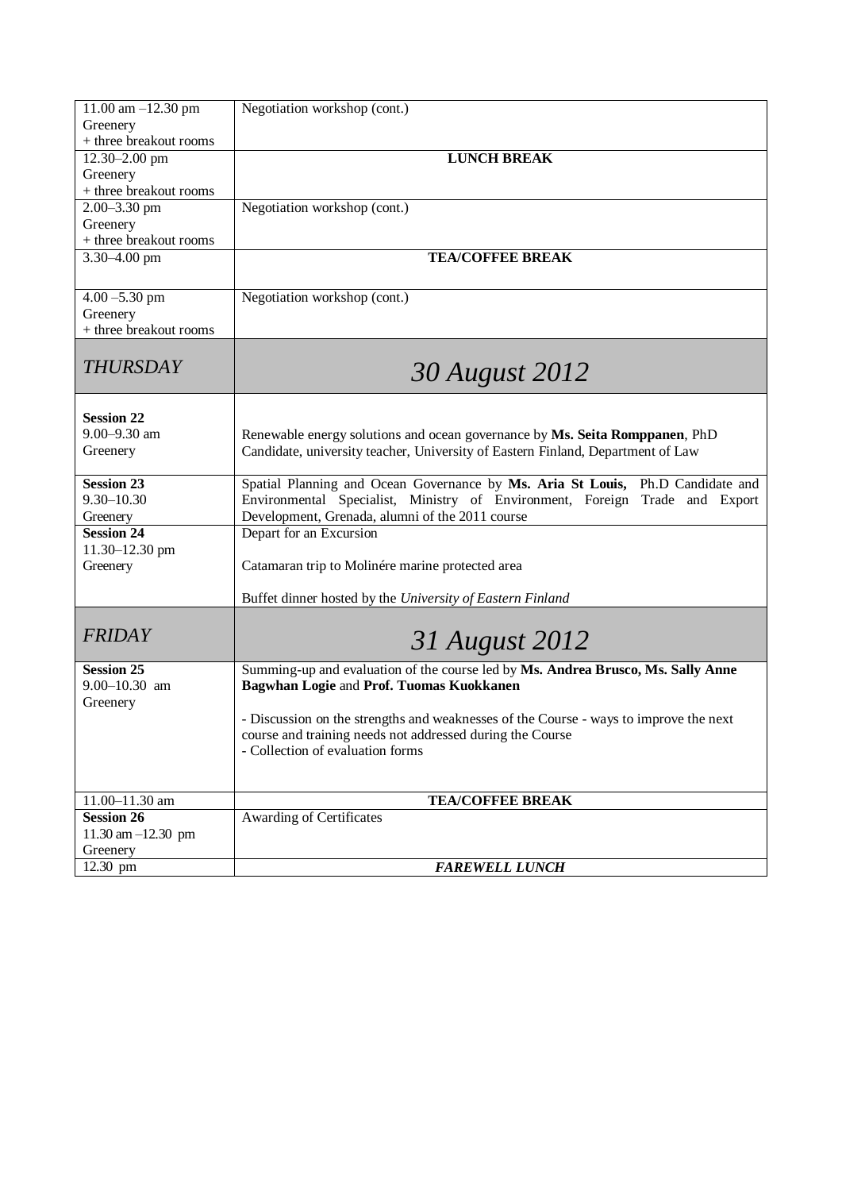| | |
|---|---|
| 11.00 am –12.30 pm<br>Greenery<br>+ three breakout rooms | Negotiation workshop (cont.) |
| 12.30–2.00 pm<br>Greenery<br>+ three breakout rooms | **LUNCH BREAK** |
| 2.00–3.30 pm<br>Greenery<br>+ three breakout rooms | Negotiation workshop (cont.) |
| 3.30–4.00 pm | **TEA/COFFEE BREAK** |
| 4.00 –5.30 pm<br>Greenery<br>+ three breakout rooms | Negotiation workshop (cont.) |
| *THURSDAY* | *30 August 2012* |
| **Session 22**<br>9.00–9.30 am<br>Greenery | Renewable energy solutions and ocean governance by **Ms. Seita Romppanen**, PhD Candidate, university teacher, University of Eastern Finland, Department of Law |
| **Session 23**<br>9.30–10.30<br>Greenery | Spatial Planning and Ocean Governance by **Ms. Aria St Louis,** Ph.D Candidate and Environmental Specialist, Ministry of Environment, Foreign Trade and Export Development, Grenada, alumni of the 2011 course |
| **Session 24**<br>11.30–12.30 pm<br>Greenery | Depart for an Excursion<br><br>Catamaran trip to Molinére marine protected area<br><br>Buffet dinner hosted by the *University of Eastern Finland* |
| *FRIDAY* | *31 August 2012* |
| **Session 25**<br>9.00–10.30 am<br>Greenery | Summing-up and evaluation of the course led by **Ms. Andrea Brusco, Ms. Sally Anne Bagwhan Logie** and **Prof. Tuomas Kuokkanen**<br><br>- Discussion on the strengths and weaknesses of the Course - ways to improve the next course and training needs not addressed during the Course<br>- Collection of evaluation forms |
| 11.00–11.30 am | **TEA/COFFEE BREAK** |
| **Session 26**<br>11.30 am –12.30 pm<br>Greenery | Awarding of Certificates |
| 12.30 pm | ***FAREWELL LUNCH*** |